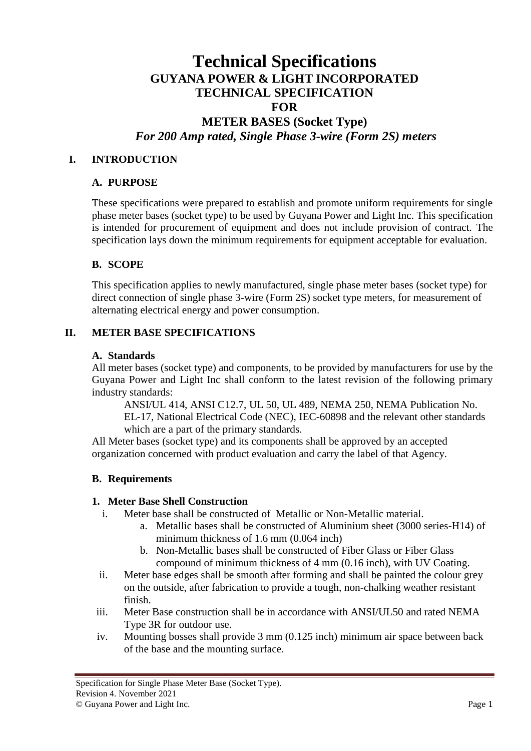# Technical Specifications

## GUYANA POWER & LIGHT INCORPORATED
## TECHNICAL SPECIFICATION
## FOR
## METER BASES (Socket Type)
### *For 200 Amp rated, Single Phase 3-wire (Form 2S) meters*

## I. INTRODUCTION

### A. PURPOSE

These specifications were prepared to establish and promote uniform requirements for single phase meter bases (socket type) to be used by Guyana Power and Light Inc. This specification is intended for procurement of equipment and does not include provision of contract. The specification lays down the minimum requirements for equipment acceptable for evaluation.

### B. SCOPE

This specification applies to newly manufactured, single phase meter bases (socket type) for direct connection of single phase 3-wire (Form 2S) socket type meters, for measurement of alternating electrical energy and power consumption.

## II. METER BASE SPECIFICATIONS

### A. Standards

All meter bases (socket type) and components, to be provided by manufacturers for use by the Guyana Power and Light Inc shall conform to the latest revision of the following primary industry standards:

ANSI/UL 414, ANSI C12.7, UL 50, UL 489, NEMA 250, NEMA Publication No. EL-17, National Electrical Code (NEC), IEC-60898 and the relevant other standards which are a part of the primary standards.

All Meter bases (socket type) and its components shall be approved by an accepted organization concerned with product evaluation and carry the label of that Agency.

### B. Requirements

#### 1. Meter Base Shell Construction

i. Meter base shall be constructed of Metallic or Non-Metallic material.
   a. Metallic bases shall be constructed of Aluminium sheet (3000 series-H14) of minimum thickness of 1.6 mm (0.064 inch)
   b. Non-Metallic bases shall be constructed of Fiber Glass or Fiber Glass compound of minimum thickness of 4 mm (0.16 inch), with UV Coating.

ii. Meter base edges shall be smooth after forming and shall be painted the colour grey on the outside, after fabrication to provide a tough, non-chalking weather resistant finish.

iii. Meter Base construction shall be in accordance with ANSI/UL50 and rated NEMA Type 3R for outdoor use.

iv. Mounting bosses shall provide 3 mm (0.125 inch) minimum air space between back of the base and the mounting surface.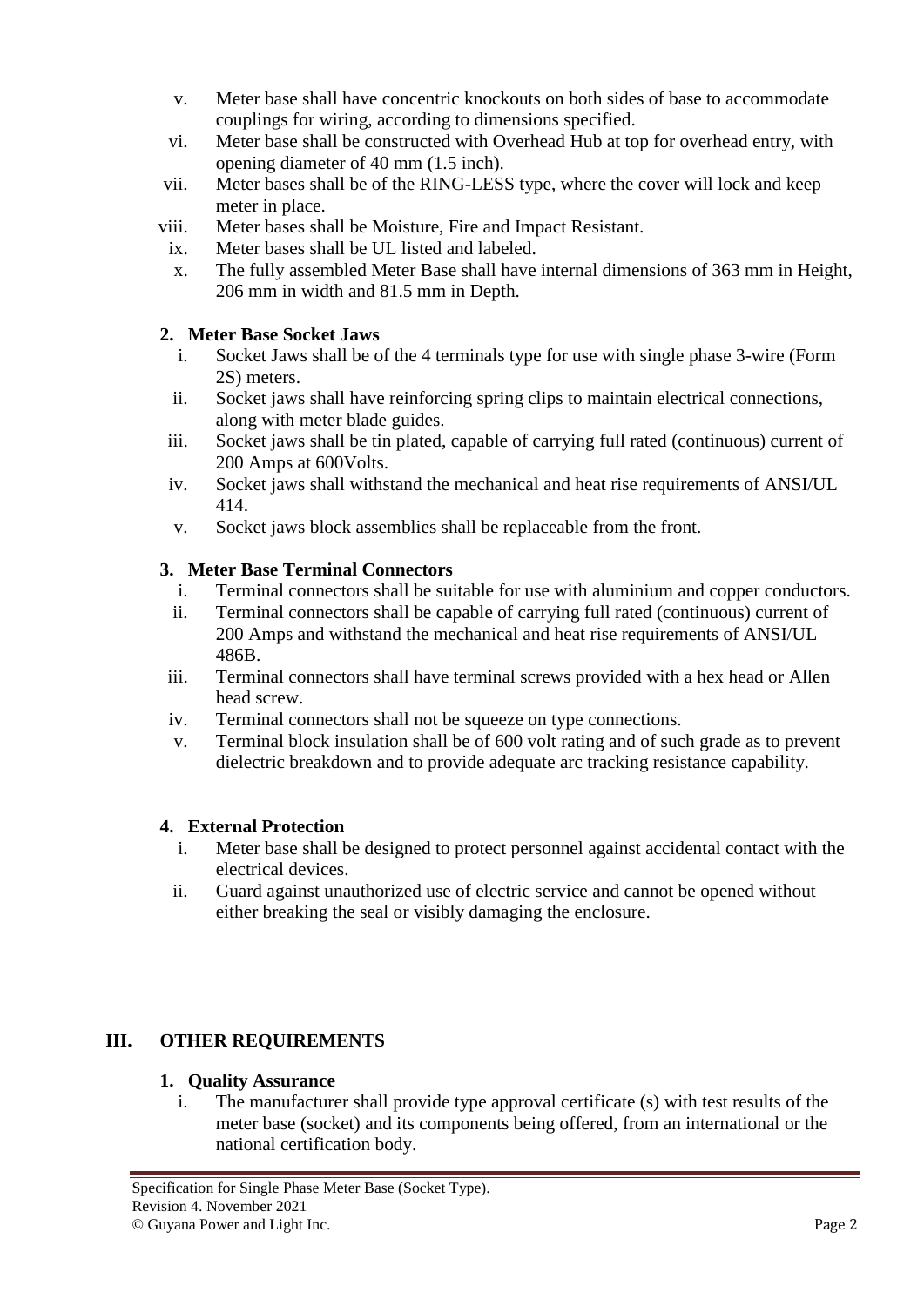v. Meter base shall have concentric knockouts on both sides of base to accommodate couplings for wiring, according to dimensions specified.

vi. Meter base shall be constructed with Overhead Hub at top for overhead entry, with opening diameter of 40 mm (1.5 inch).

vii. Meter bases shall be of the RING-LESS type, where the cover will lock and keep meter in place.

viii. Meter bases shall be Moisture, Fire and Impact Resistant.

ix. Meter bases shall be UL listed and labeled.

x. The fully assembled Meter Base shall have internal dimensions of 363 mm in Height, 206 mm in width and 81.5 mm in Depth.

**2. Meter Base Socket Jaws**

i. Socket Jaws shall be of the 4 terminals type for use with single phase 3-wire (Form 2S) meters.

ii. Socket jaws shall have reinforcing spring clips to maintain electrical connections, along with meter blade guides.

iii. Socket jaws shall be tin plated, capable of carrying full rated (continuous) current of 200 Amps at 600Volts.

iv. Socket jaws shall withstand the mechanical and heat rise requirements of ANSI/UL 414.

v. Socket jaws block assemblies shall be replaceable from the front.

**3. Meter Base Terminal Connectors**

i. Terminal connectors shall be suitable for use with aluminium and copper conductors.

ii. Terminal connectors shall be capable of carrying full rated (continuous) current of 200 Amps and withstand the mechanical and heat rise requirements of ANSI/UL 486B.

iii. Terminal connectors shall have terminal screws provided with a hex head or Allen head screw.

iv. Terminal connectors shall not be squeeze on type connections.

v. Terminal block insulation shall be of 600 volt rating and of such grade as to prevent dielectric breakdown and to provide adequate arc tracking resistance capability.

**4. External Protection**

i. Meter base shall be designed to protect personnel against accidental contact with the electrical devices.

ii. Guard against unauthorized use of electric service and cannot be opened without either breaking the seal or visibly damaging the enclosure.

## III. OTHER REQUIREMENTS

**1. Quality Assurance**

i. The manufacturer shall provide type approval certificate (s) with test results of the meter base (socket) and its components being offered, from an international or the national certification body.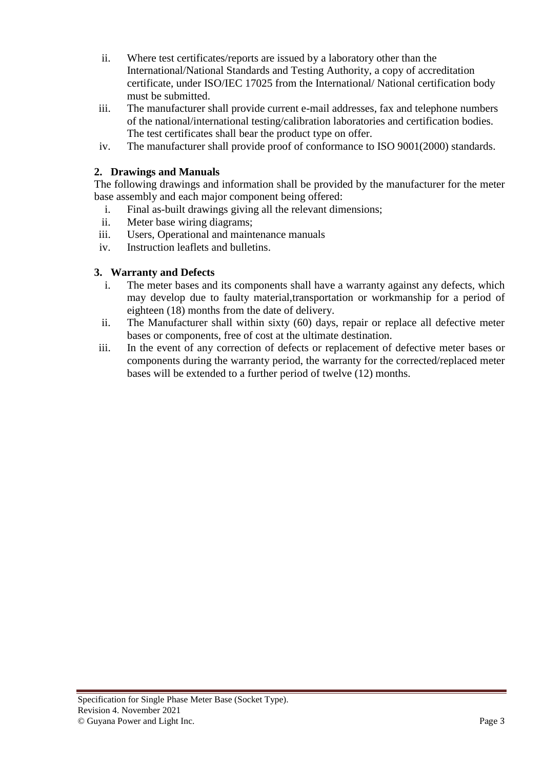ii. Where test certificates/reports are issued by a laboratory other than the International/National Standards and Testing Authority, a copy of accreditation certificate, under ISO/IEC 17025 from the International/ National certification body must be submitted.

iii. The manufacturer shall provide current e-mail addresses, fax and telephone numbers of the national/international testing/calibration laboratories and certification bodies. The test certificates shall bear the product type on offer.

iv. The manufacturer shall provide proof of conformance to ISO 9001(2000) standards.

### 2. Drawings and Manuals

The following drawings and information shall be provided by the manufacturer for the meter base assembly and each major component being offered:

i. Final as-built drawings giving all the relevant dimensions;

ii. Meter base wiring diagrams;

iii. Users, Operational and maintenance manuals

iv. Instruction leaflets and bulletins.

### 3. Warranty and Defects

i. The meter bases and its components shall have a warranty against any defects, which may develop due to faulty material,transportation or workmanship for a period of eighteen (18) months from the date of delivery.

ii. The Manufacturer shall within sixty (60) days, repair or replace all defective meter bases or components, free of cost at the ultimate destination.

iii. In the event of any correction of defects or replacement of defective meter bases or components during the warranty period, the warranty for the corrected/replaced meter bases will be extended to a further period of twelve (12) months.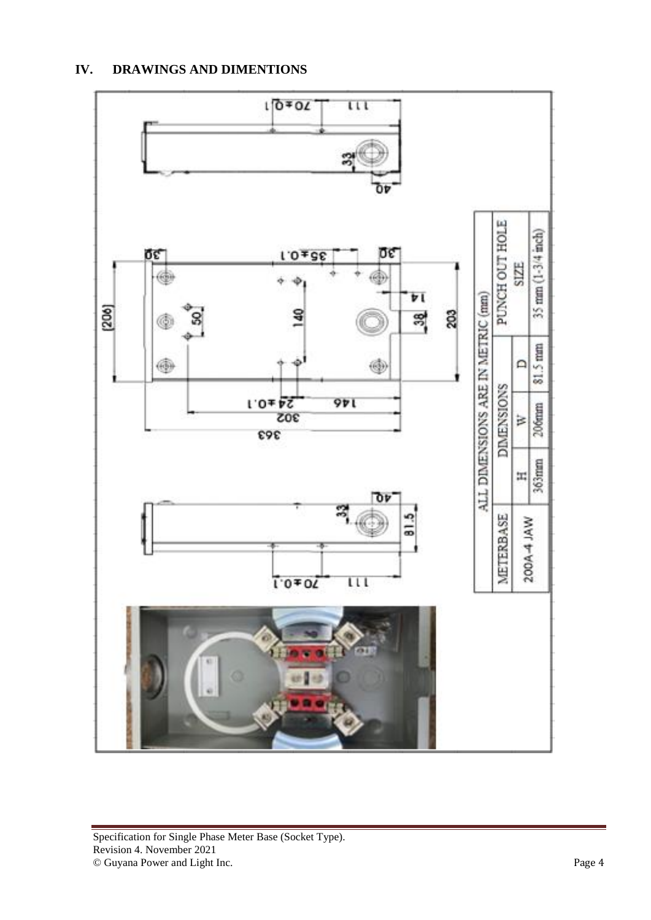## IV. DRAWINGS AND DIMENTIONS

70±0.1

111

33

40

30

35±0.1

30

(206)

50

140

14

38

203

24±0.1

146

302

363

40

33

81.5

70±0.1

111

ALL DIMENSIONS ARE IN METRIC (mm)

| METERBASE | DIMENSIONS | | | PUNCH OUT HOLE SIZE |
|---|---|---|---|---|
| | H | W | D | |
| 200A-4 JAW | 363mm | 206mm | 81.5 mm | 35 mm (1-3/4 inch) |

Specification for Single Phase Meter Base (Socket Type).
Revision 4. November 2021
© Guyana Power and Light Inc.